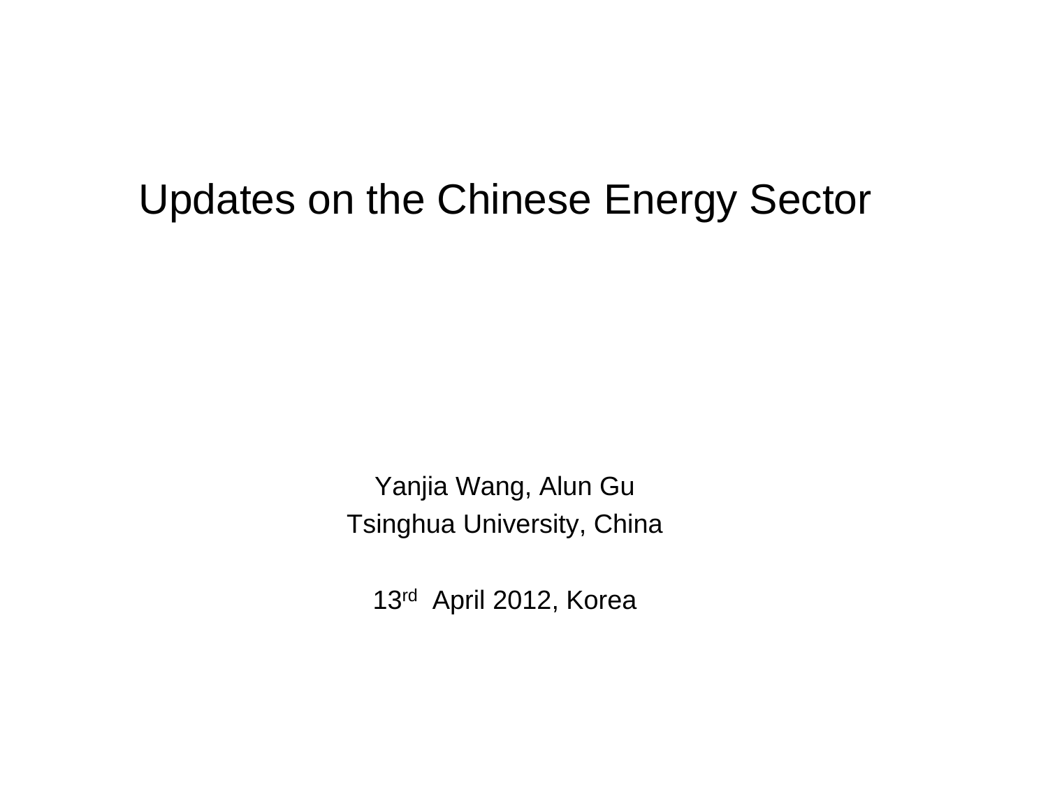# Updates on the Chinese Energy Sector

Yanjia Wang, Alun Gu

Tsinghua University, China

13rd April 2012, Korea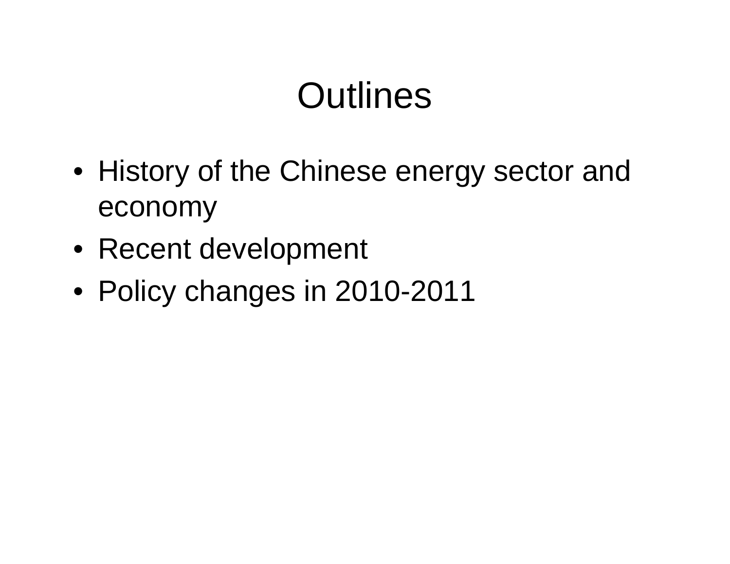# Outlines

- History of the Chinese energy sector and economy
- Recent development
- Policy changes in 2010-2011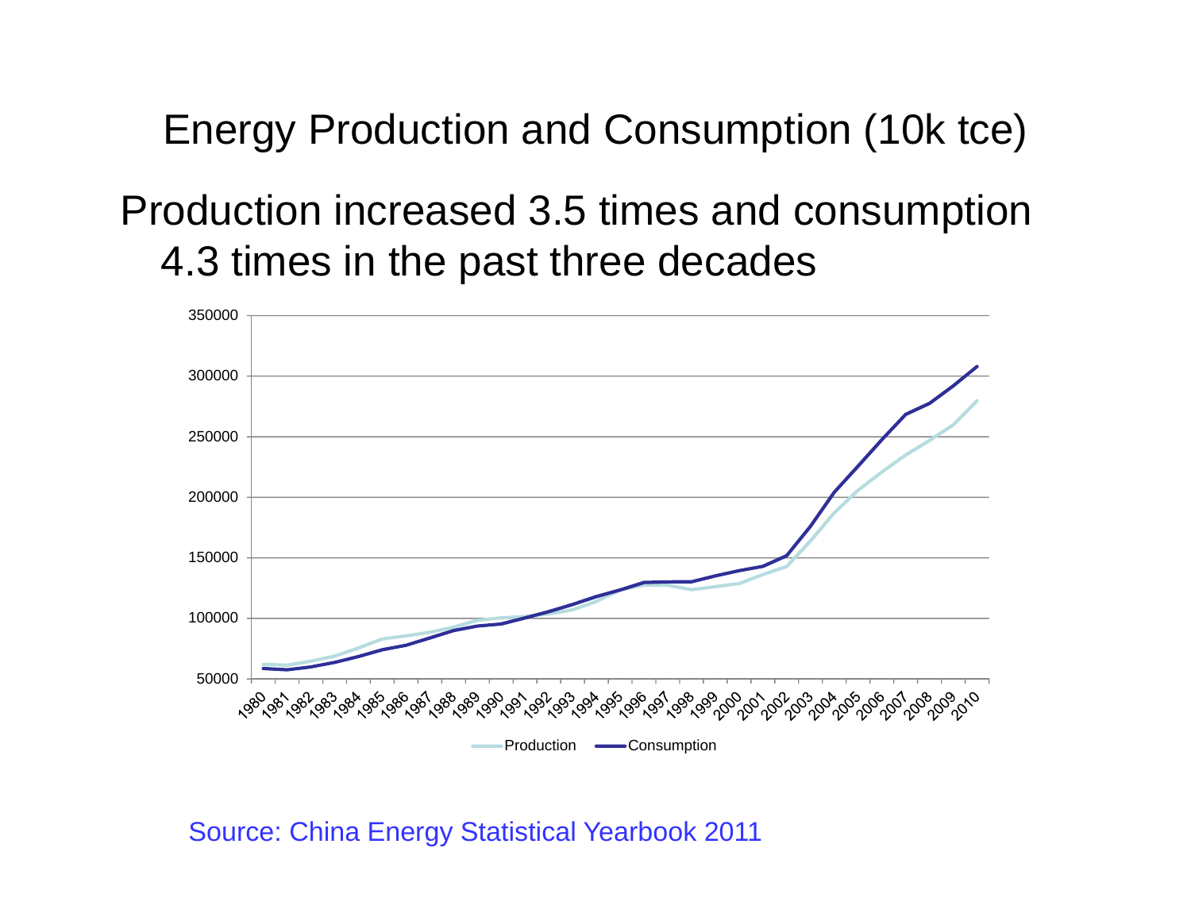# Energy Production and Consumption (10k tce)

Production increased 3.5 times and consumption 4.3 times in the past three decades

Source: China Energy Statistical Yearbook 2011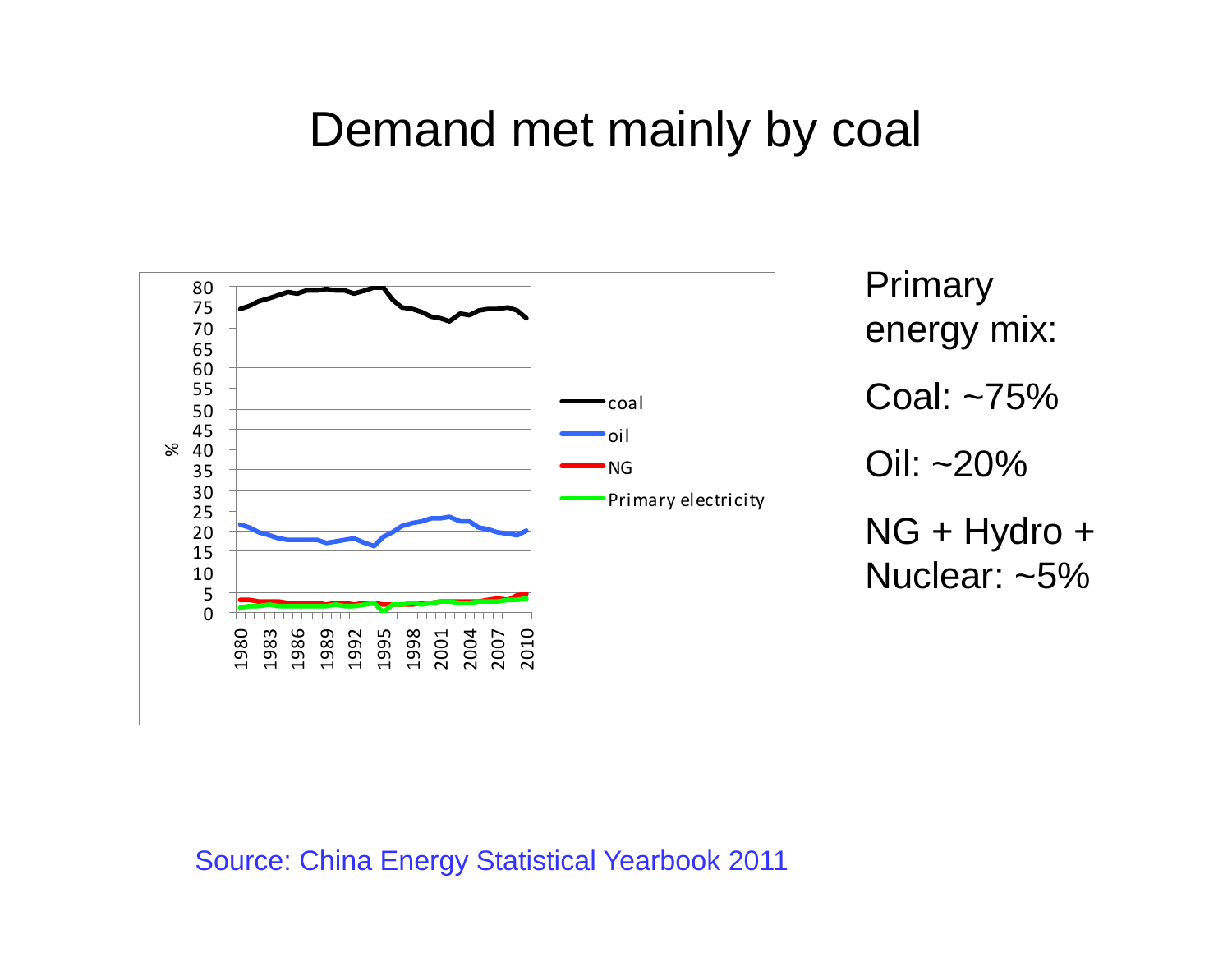# Demand met mainly by coal

Primary energy mix:

Coal: ~75%

Oil: ~20%

NG + Hydro + Nuclear: ~5%

Source: China Energy Statistical Yearbook 2011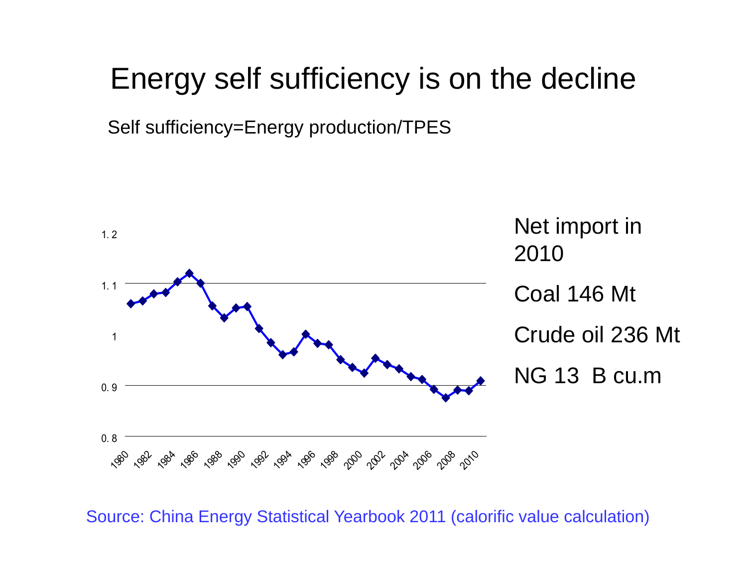# Energy self sufficiency is on the decline

Self sufficiency=Energy production/TPES

Net import in 2010

Coal 146 Mt

Crude oil 236 Mt

NG 13 B cu.m

Source: China Energy Statistical Yearbook 2011 (calorific value calculation)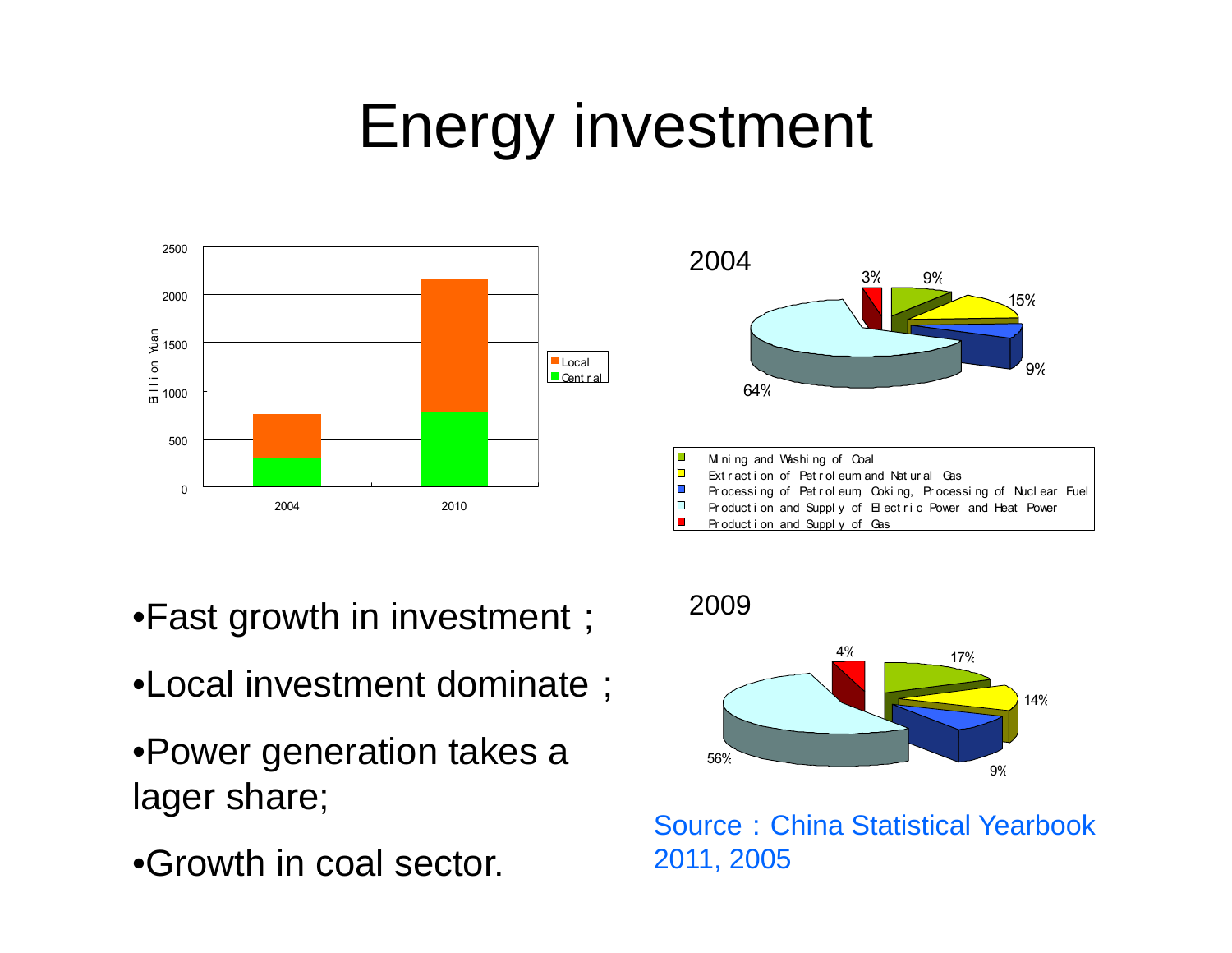# Energy investment

- Fast growth in investment；
- Local investment dominate；
- Power generation takes a lager share;
- Growth in coal sector.

Source：China Statistical Yearbook 2011, 2005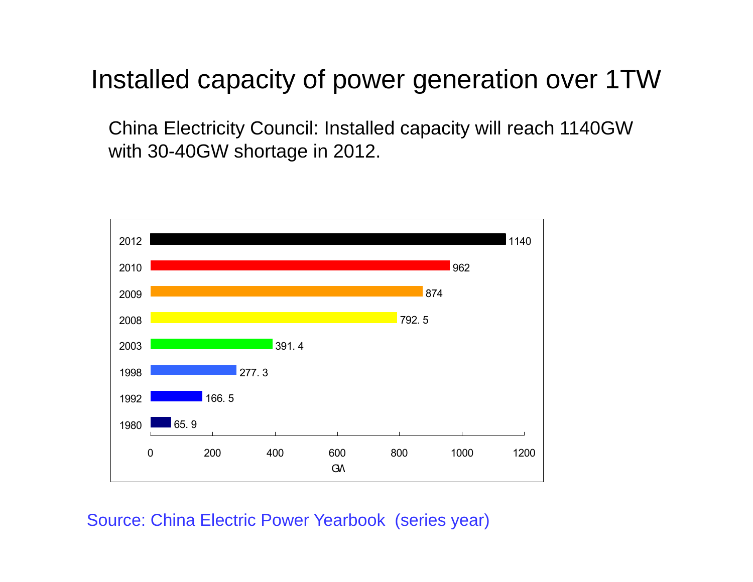# Installed capacity of power generation over 1TW

China Electricity Council: Installed capacity will reach 1140GW with 30-40GW shortage in 2012.

| Year | Installed capacity (GW) |
| --- | --- |
| 2012 | 1140 |
| 2010 | 962 |
| 2009 | 874 |
| 2008 | 792. 5 |
| 2003 | 391. 4 |
| 1998 | 277. 3 |
| 1992 | 166. 5 |
| 1980 | 65. 9 |

Source: China Electric Power Yearbook (series year)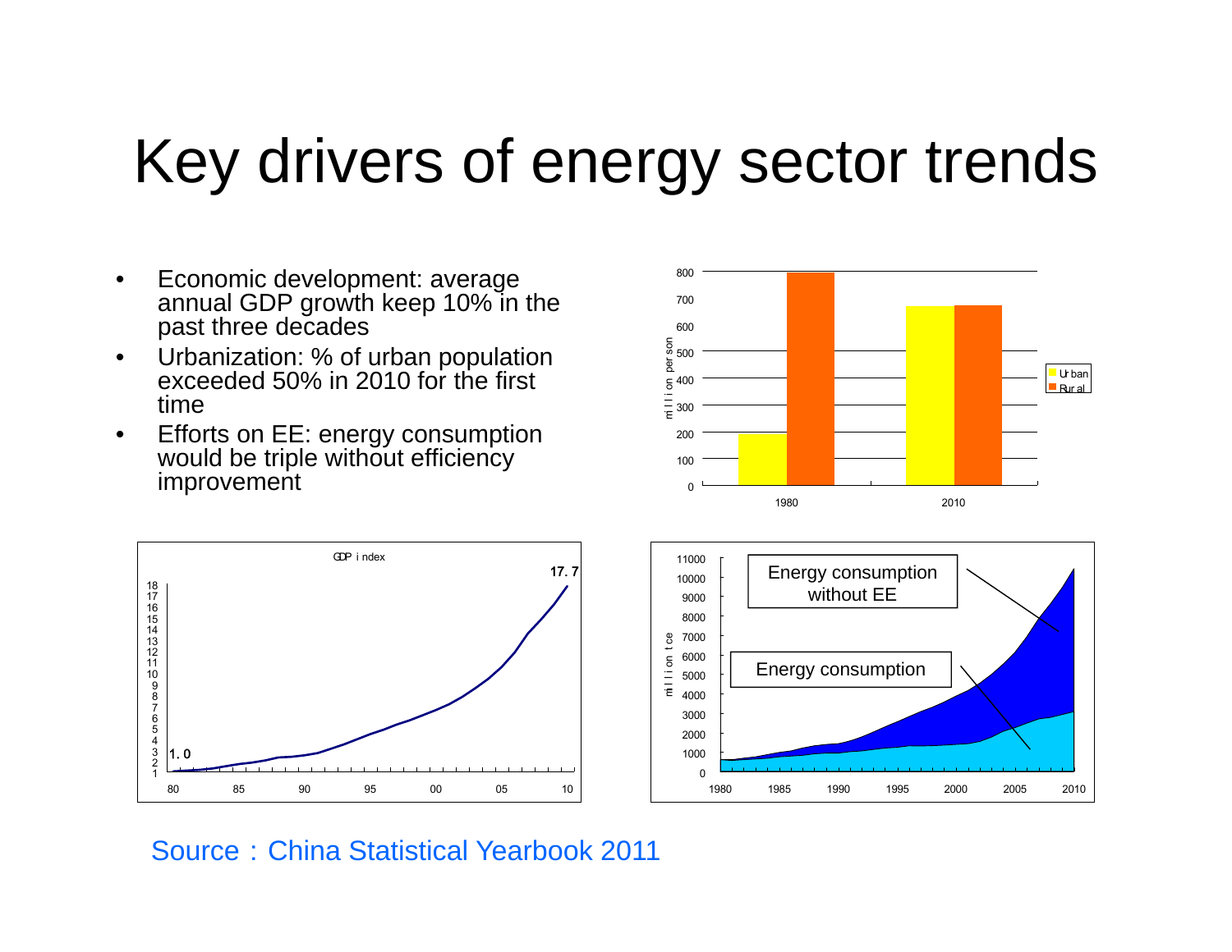# Key drivers of energy sector trends

- Economic development: average annual GDP growth keep 10% in the past three decades
- Urbanization: % of urban population exceeded 50% in 2010 for the first time
- Efforts on EE: energy consumption would be triple without efficiency improvement

Source：China Statistical Yearbook 2011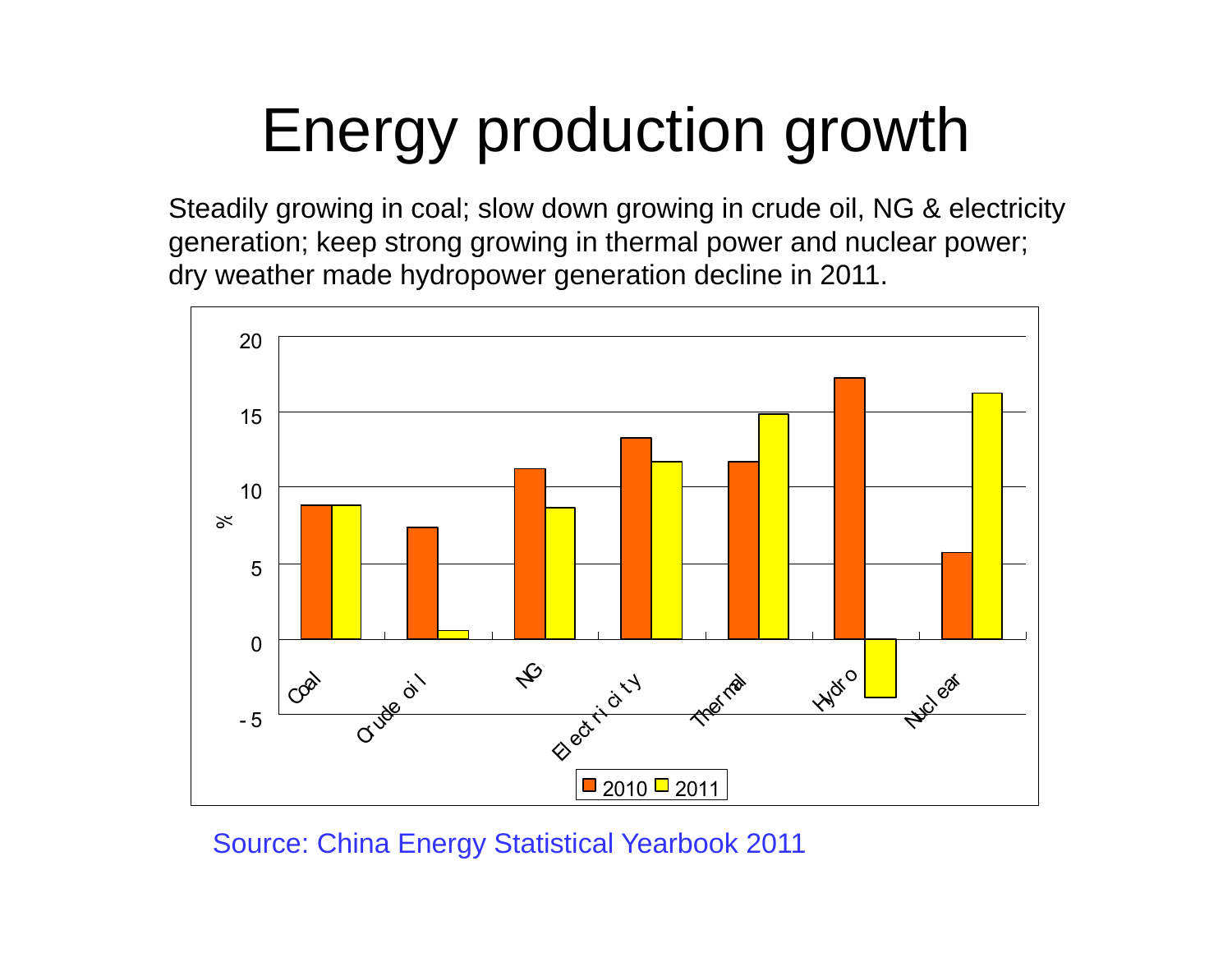# Energy production growth

Steadily growing in coal; slow down growing in crude oil, NG & electricity generation; keep strong growing in thermal power and nuclear power; dry weather made hydropower generation decline in 2011.

Source: China Energy Statistical Yearbook 2011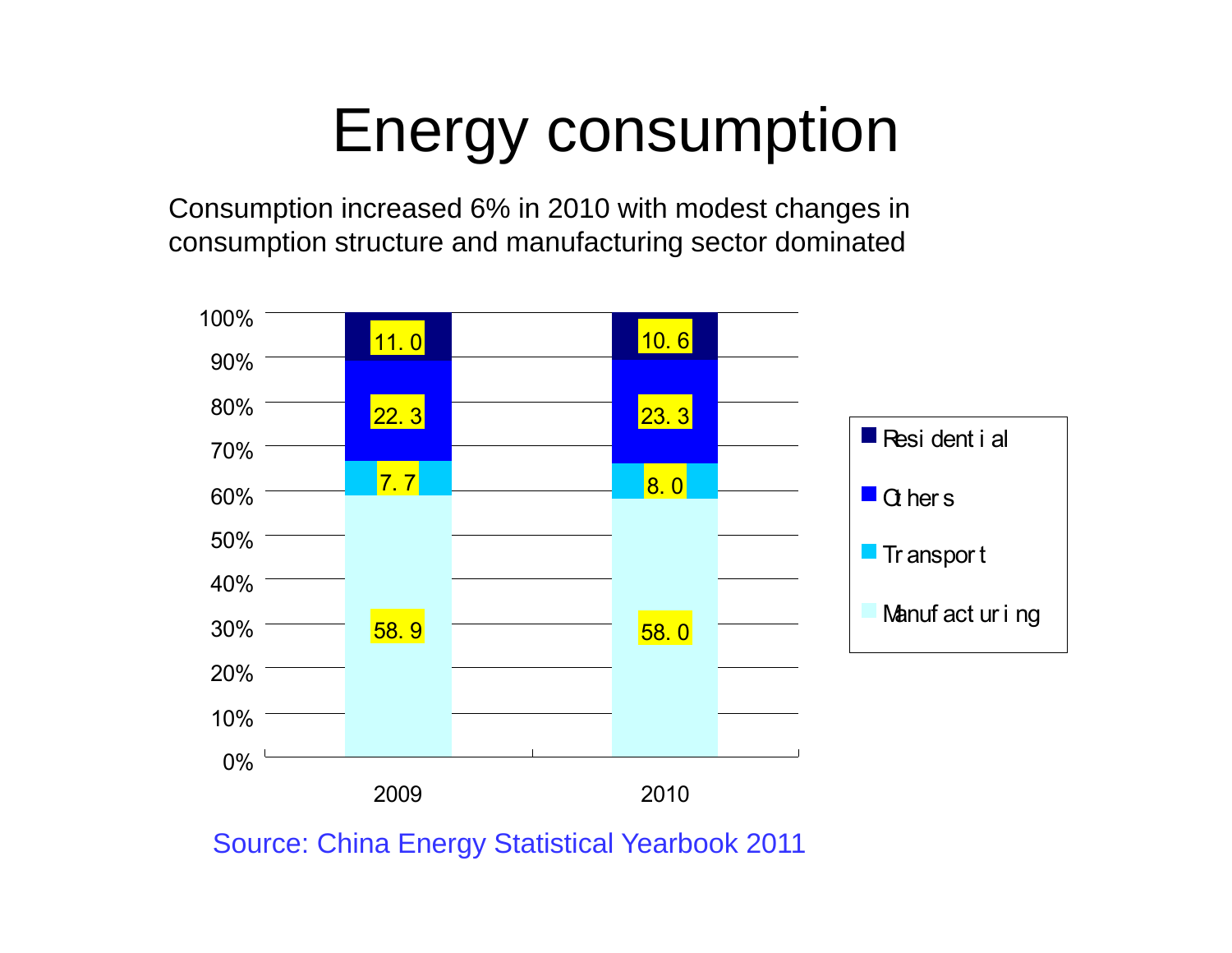# Energy consumption

Consumption increased 6% in 2010 with modest changes in consumption structure and manufacturing sector dominated

| | 2009 | 2010 |
|---|---|---|
| Residential | 11.0 | 10.6 |
| Others | 22.3 | 23.3 |
| Transport | 7.7 | 8.0 |
| Manufacturing | 58.9 | 58.0 |

Source: China Energy Statistical Yearbook 2011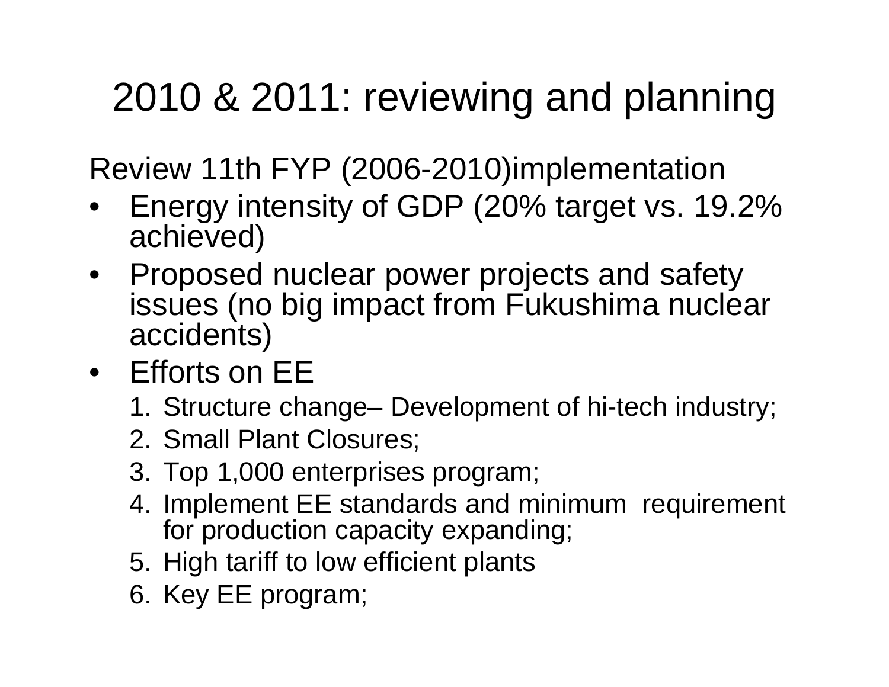# 2010 & 2011: reviewing and planning

Review 11th FYP (2006-2010)implementation

- Energy intensity of GDP (20% target vs. 19.2% achieved)
- Proposed nuclear power projects and safety issues (no big impact from Fukushima nuclear accidents)
- Efforts on EE
  1. Structure change– Development of hi-tech industry;
  2. Small Plant Closures;
  3. Top 1,000 enterprises program;
  4. Implement EE standards and minimum requirement for production capacity expanding;
  5. High tariff to low efficient plants
  6. Key EE program;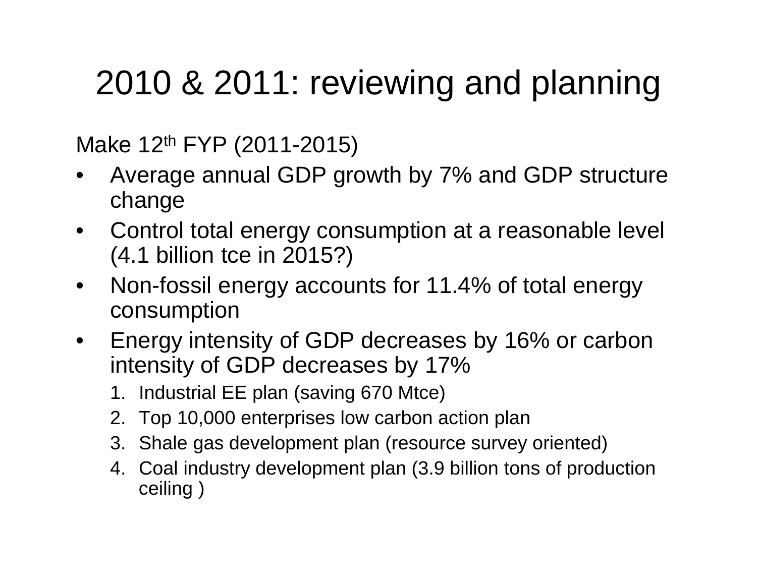# 2010 & 2011: reviewing and planning

Make 12th FYP (2011-2015)

- Average annual GDP growth by 7% and GDP structure change
- Control total energy consumption at a reasonable level (4.1 billion tce in 2015?)
- Non-fossil energy accounts for 11.4% of total energy consumption
- Energy intensity of GDP decreases by 16% or carbon intensity of GDP decreases by 17%
  1. Industrial EE plan (saving 670 Mtce)
  2. Top 10,000 enterprises low carbon action plan
  3. Shale gas development plan (resource survey oriented)
  4. Coal industry development plan (3.9 billion tons of production ceiling )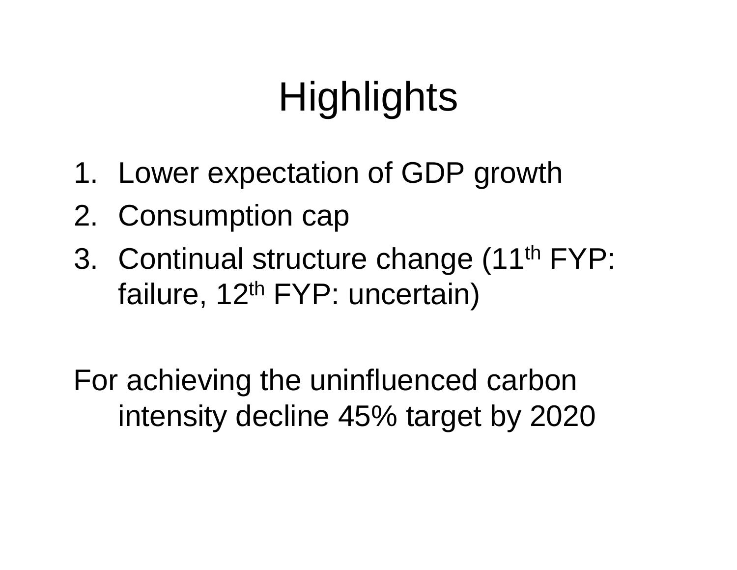# Highlights

1. Lower expectation of GDP growth
2. Consumption cap
3. Continual structure change (11$^{th}$ FYP: failure, 12$^{th}$ FYP: uncertain)

For achieving the uninfluenced carbon intensity decline 45% target by 2020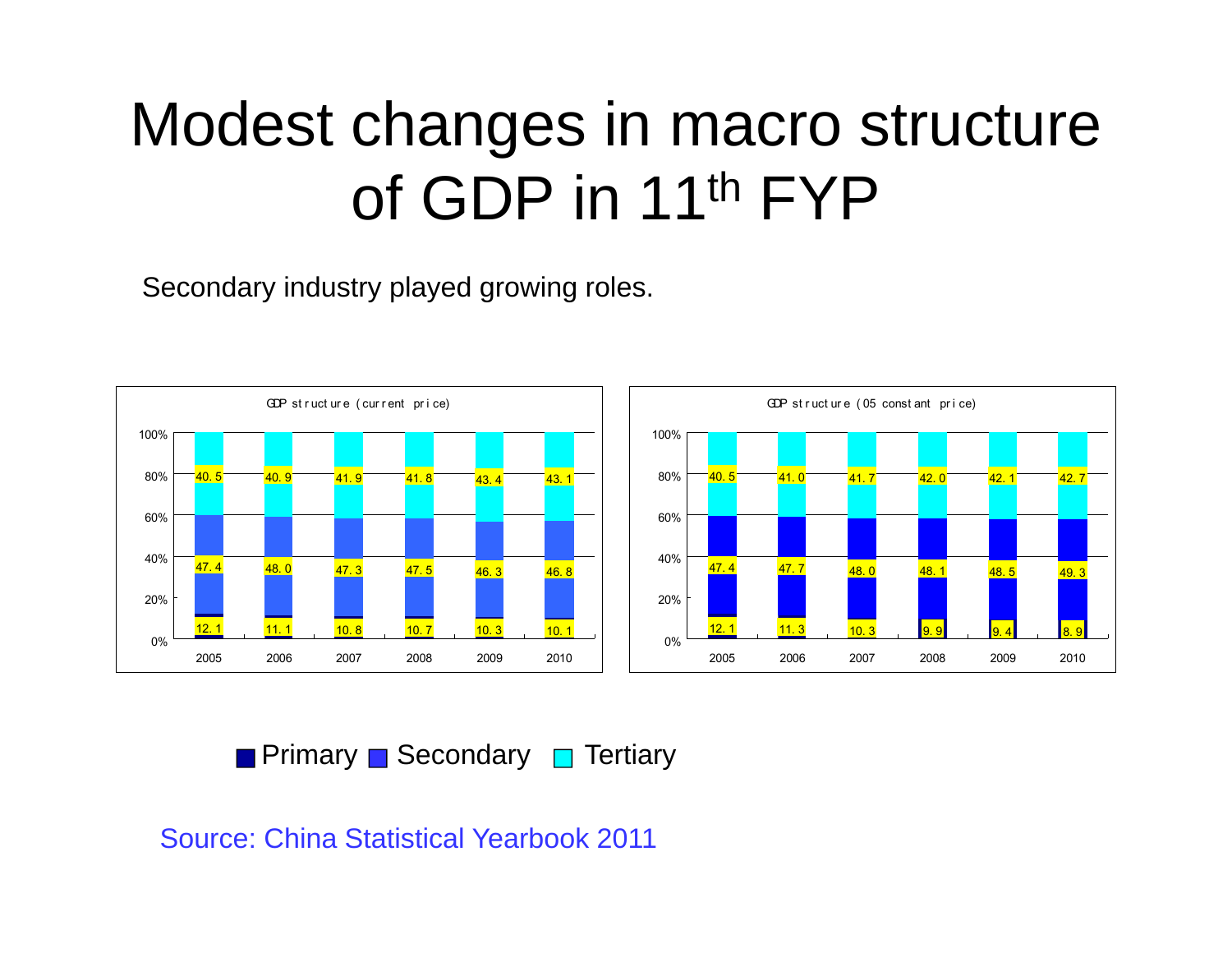# Modest changes in macro structure of GDP in 11th FYP

Secondary industry played growing roles.

**GDP structure (current price)**

| Year | Primary | Secondary | Tertiary |
| --- | --- | --- | --- |
| 2005 | 12.1 | 47.4 | 40.5 |
| 2006 | 11.1 | 48.0 | 40.9 |
| 2007 | 10.8 | 47.3 | 41.9 |
| 2008 | 10.7 | 47.5 | 41.8 |
| 2009 | 10.3 | 46.3 | 43.4 |
| 2010 | 10.1 | 46.8 | 43.1 |

**GDP structure (05 constant price)**

| Year | Primary | Secondary | Tertiary |
| --- | --- | --- | --- |
| 2005 | 12.1 | 47.4 | 40.5 |
| 2006 | 11.3 | 47.7 | 41.0 |
| 2007 | 10.3 | 48.0 | 41.7 |
| 2008 | 9.9 | 48.1 | 42.0 |
| 2009 | 9.4 | 48.5 | 42.1 |
| 2010 | 8.9 | 49.3 | 42.7 |

Source: China Statistical Yearbook 2011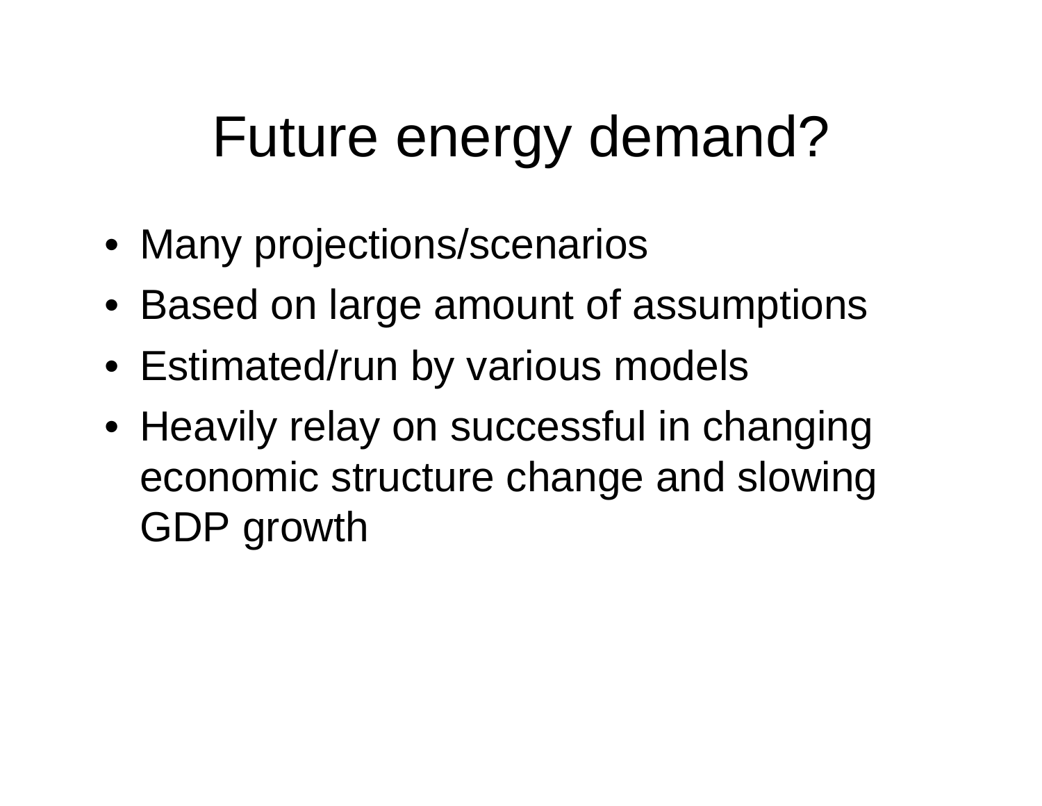# Future energy demand?

- Many projections/scenarios
- Based on large amount of assumptions
- Estimated/run by various models
- Heavily relay on successful in changing economic structure change and slowing GDP growth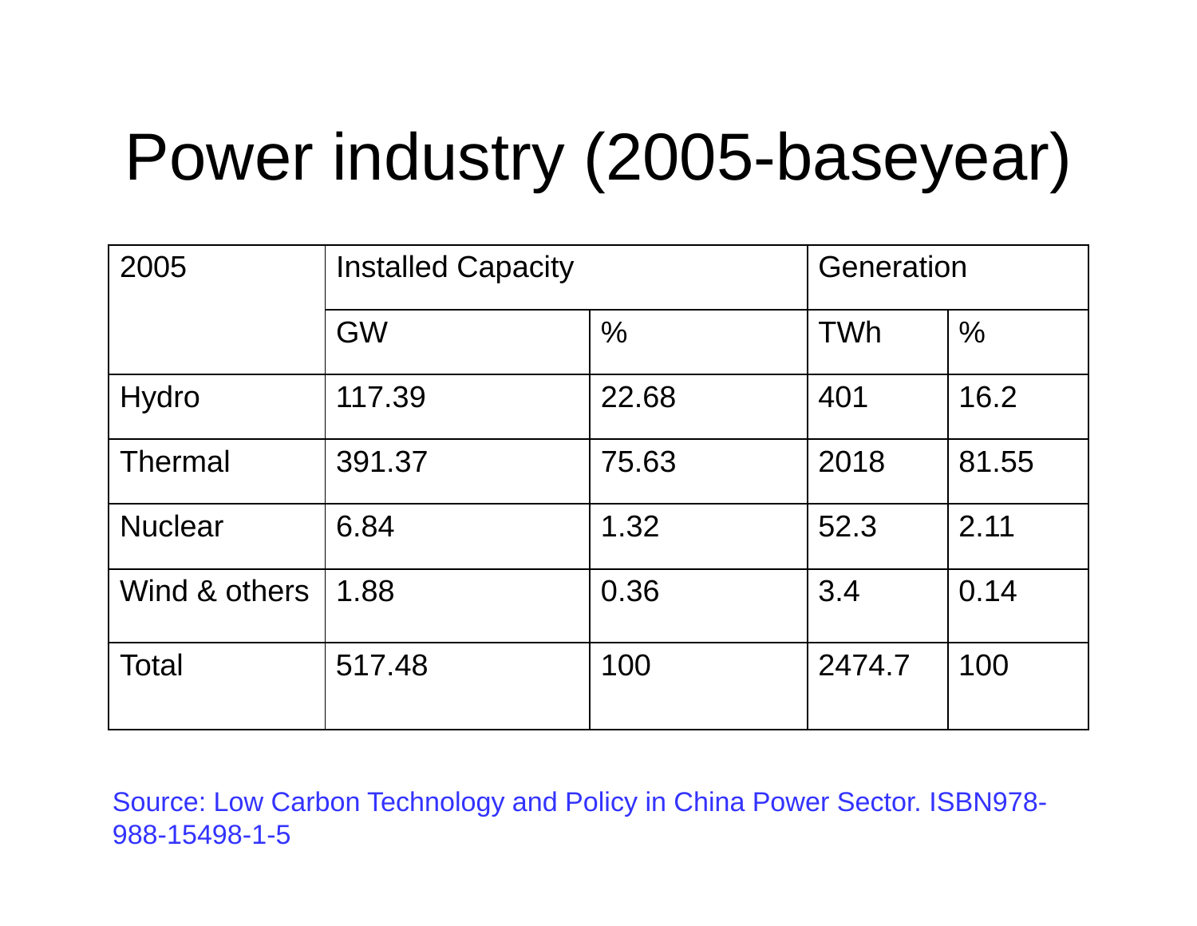# Power industry (2005-baseyear)

| 2005 | Installed Capacity | | Generation | |
|---|---|---|---|---|
| | GW | % | TWh | % |
| Hydro | 117.39 | 22.68 | 401 | 16.2 |
| Thermal | 391.37 | 75.63 | 2018 | 81.55 |
| Nuclear | 6.84 | 1.32 | 52.3 | 2.11 |
| Wind & others | 1.88 | 0.36 | 3.4 | 0.14 |
| Total | 517.48 | 100 | 2474.7 | 100 |

Source: Low Carbon Technology and Policy in China Power Sector. ISBN978-988-15498-1-5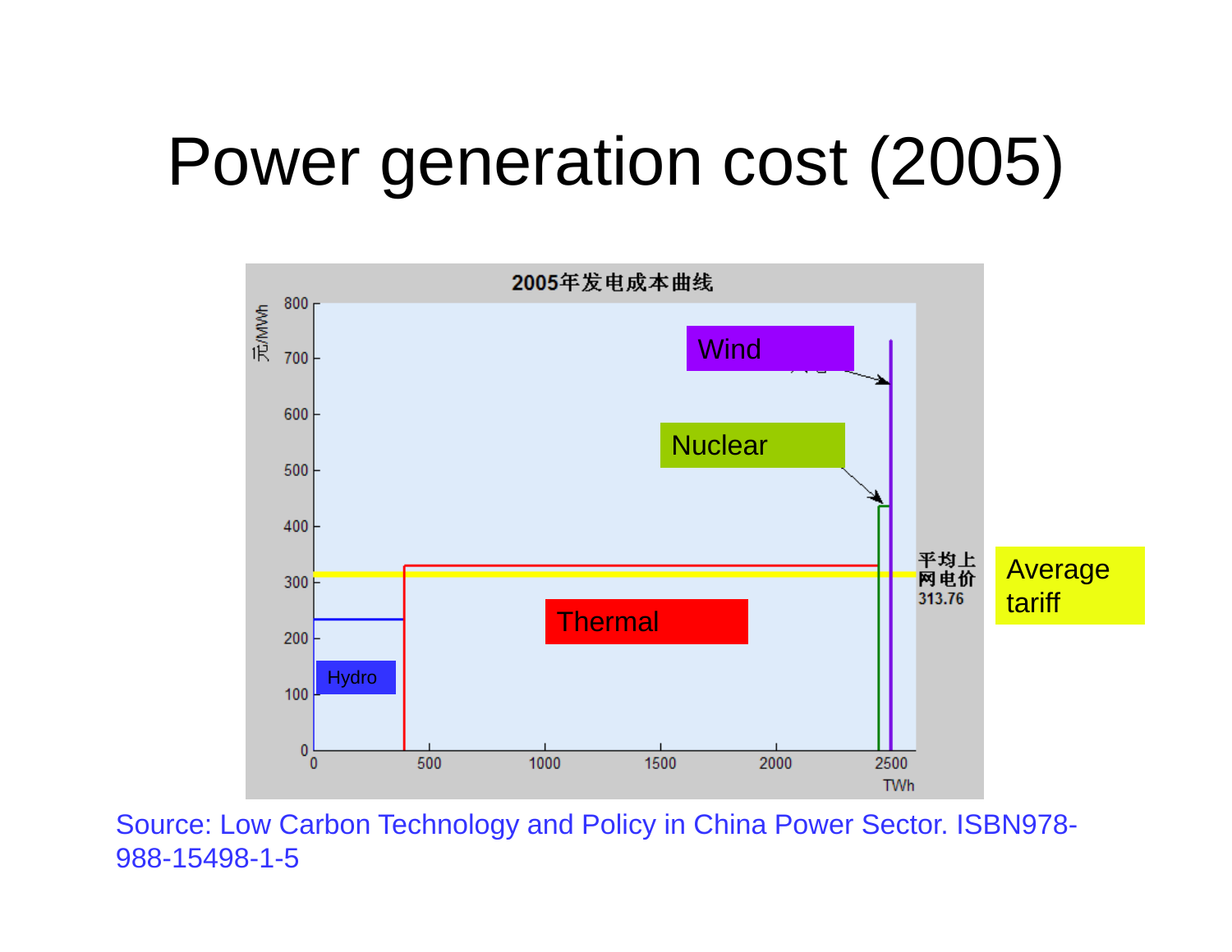# Power generation cost (2005)

2005年发电成本曲线

元/MWh

800, 700, 600, 500, 400, 300, 200, 100, 0

0, 500, 1000, 1500, 2000, 2500 TWh

Wind

Nuclear

Thermal

Hydro

平均上网电价 313.76

Average tariff

Source: Low Carbon Technology and Policy in China Power Sector. ISBN978-988-15498-1-5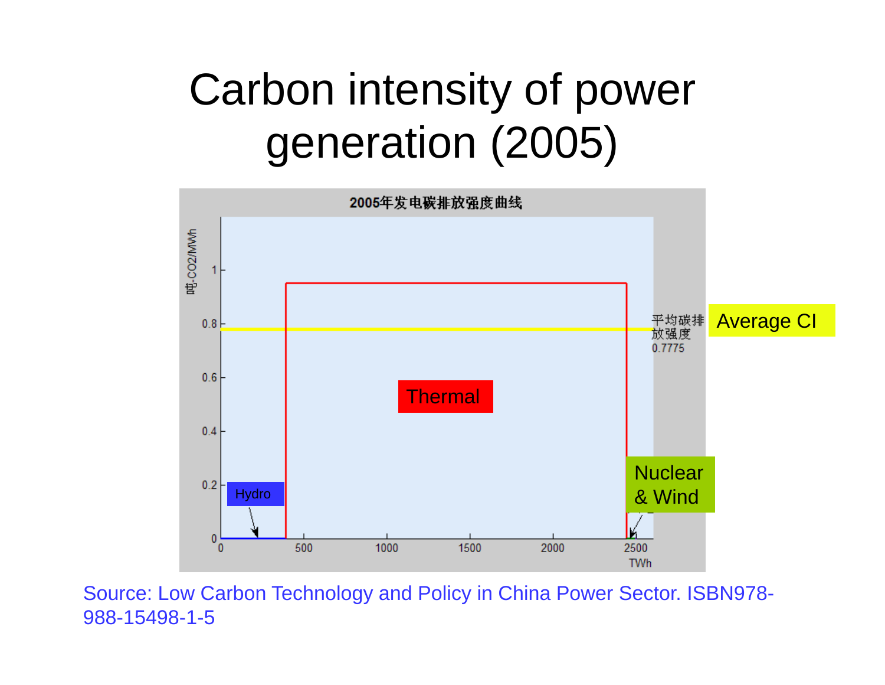# Carbon intensity of power generation (2005)

2005年发电碳排放强度曲线

吨-CO2/MWh

平均碳排放强度 0.7775

Average CI

Thermal

Hydro

Nuclear & Wind

TWh

Source: Low Carbon Technology and Policy in China Power Sector. ISBN978-988-15498-1-5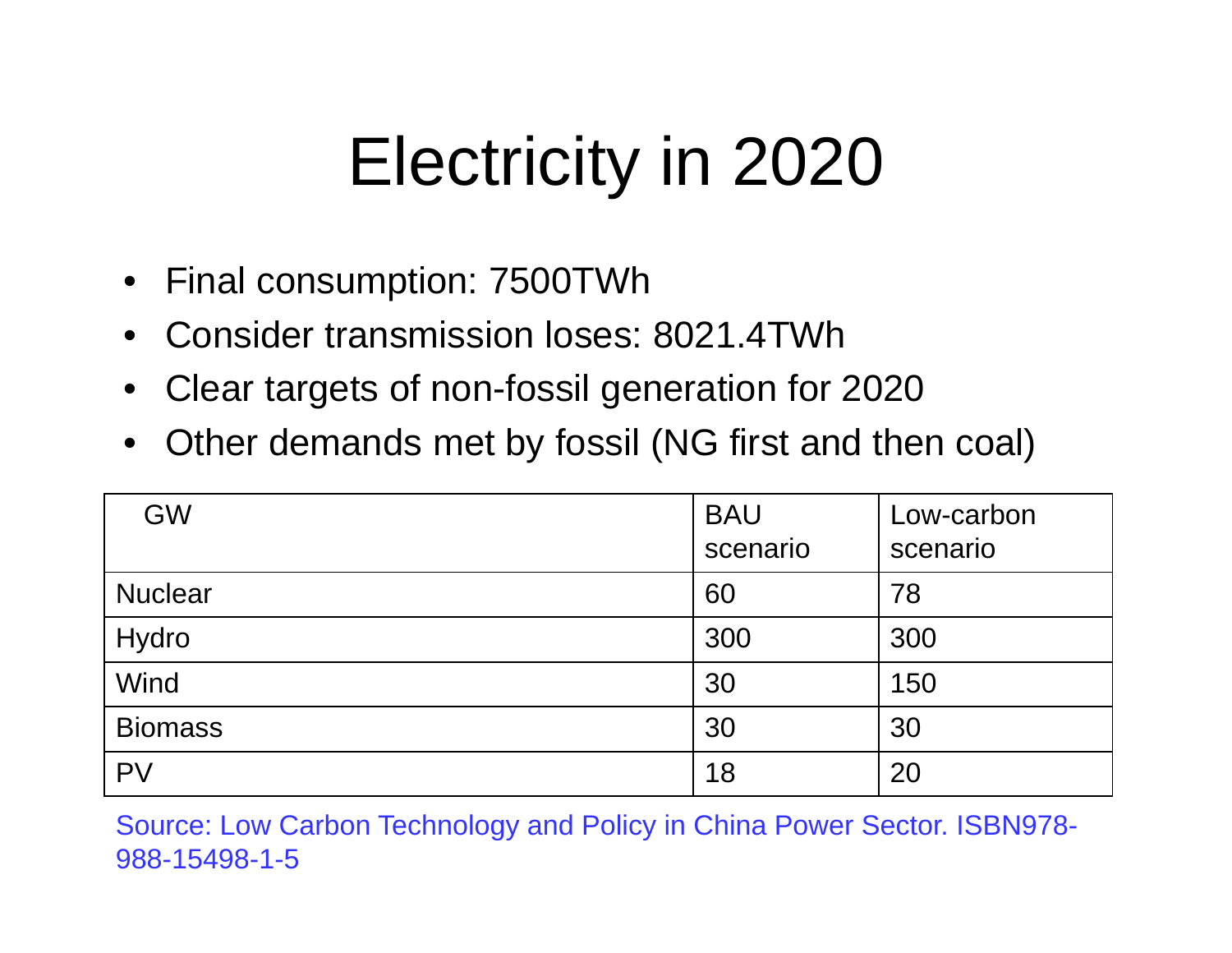# Electricity in 2020

- Final consumption: 7500TWh
- Consider transmission loses: 8021.4TWh
- Clear targets of non-fossil generation for 2020
- Other demands met by fossil (NG first and then coal)

| GW | BAU scenario | Low-carbon scenario |
|---|---|---|
| Nuclear | 60 | 78 |
| Hydro | 300 | 300 |
| Wind | 30 | 150 |
| Biomass | 30 | 30 |
| PV | 18 | 20 |

Source: Low Carbon Technology and Policy in China Power Sector. ISBN978-988-15498-1-5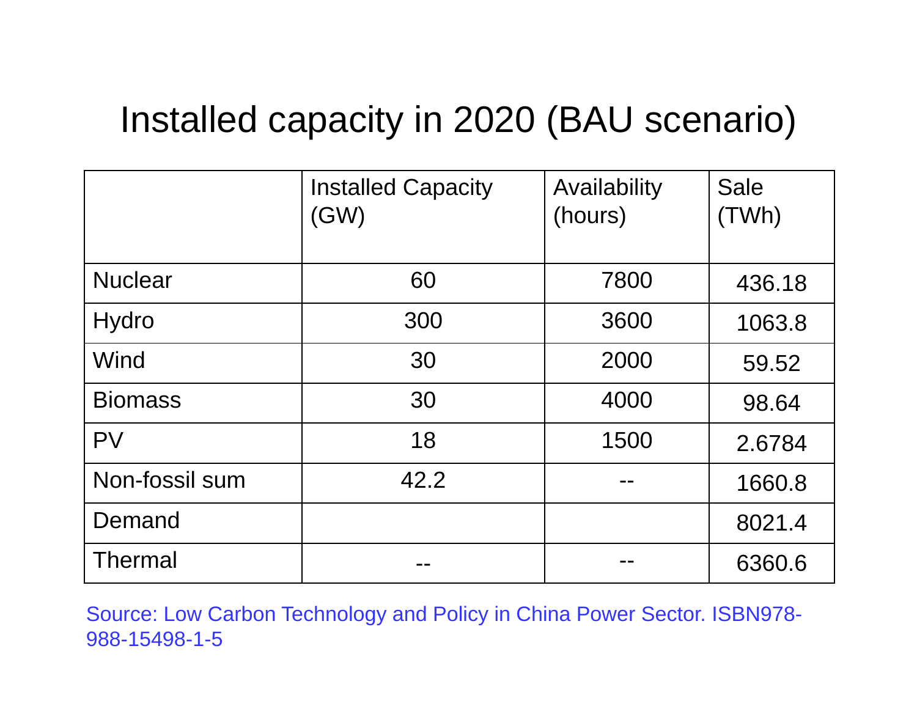# Installed capacity in 2020 (BAU scenario)

| | Installed Capacity (GW) | Availability (hours) | Sale (TWh) |
|---|---|---|---|
| Nuclear | 60 | 7800 | 436.18 |
| Hydro | 300 | 3600 | 1063.8 |
| Wind | 30 | 2000 | 59.52 |
| Biomass | 30 | 4000 | 98.64 |
| PV | 18 | 1500 | 2.6784 |
| Non-fossil sum | 42.2 | -- | 1660.8 |
| Demand | | | 8021.4 |
| Thermal | -- | -- | 6360.6 |

Source: Low Carbon Technology and Policy in China Power Sector. ISBN978-988-15498-1-5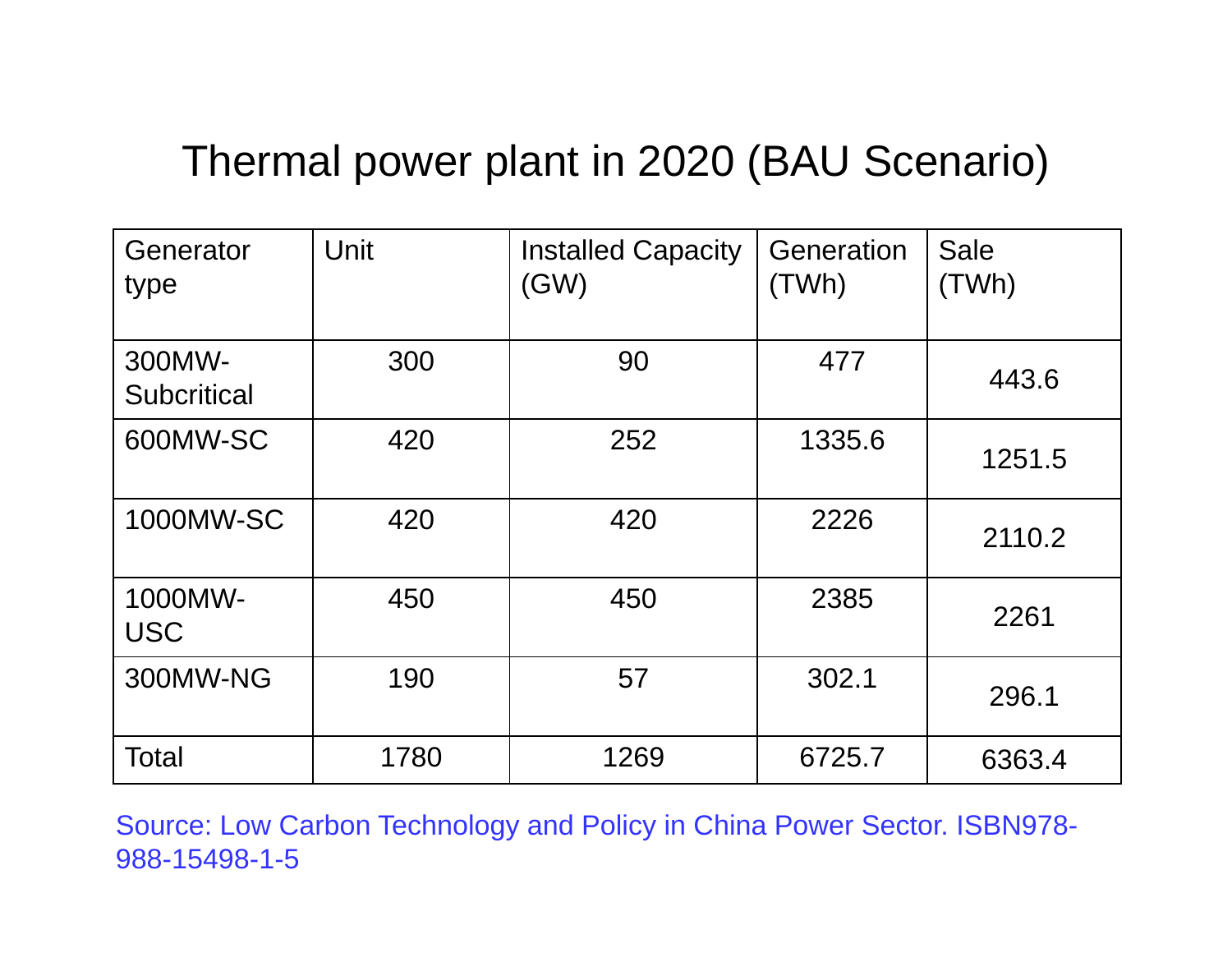# Thermal power plant in 2020 (BAU Scenario)

| Generator type | Unit | Installed Capacity (GW) | Generation (TWh) | Sale (TWh) |
|---|---|---|---|---|
| 300MW-Subcritical | 300 | 90 | 477 | 443.6 |
| 600MW-SC | 420 | 252 | 1335.6 | 1251.5 |
| 1000MW-SC | 420 | 420 | 2226 | 2110.2 |
| 1000MW-USC | 450 | 450 | 2385 | 2261 |
| 300MW-NG | 190 | 57 | 302.1 | 296.1 |
| Total | 1780 | 1269 | 6725.7 | 6363.4 |

Source: Low Carbon Technology and Policy in China Power Sector. ISBN978-988-15498-1-5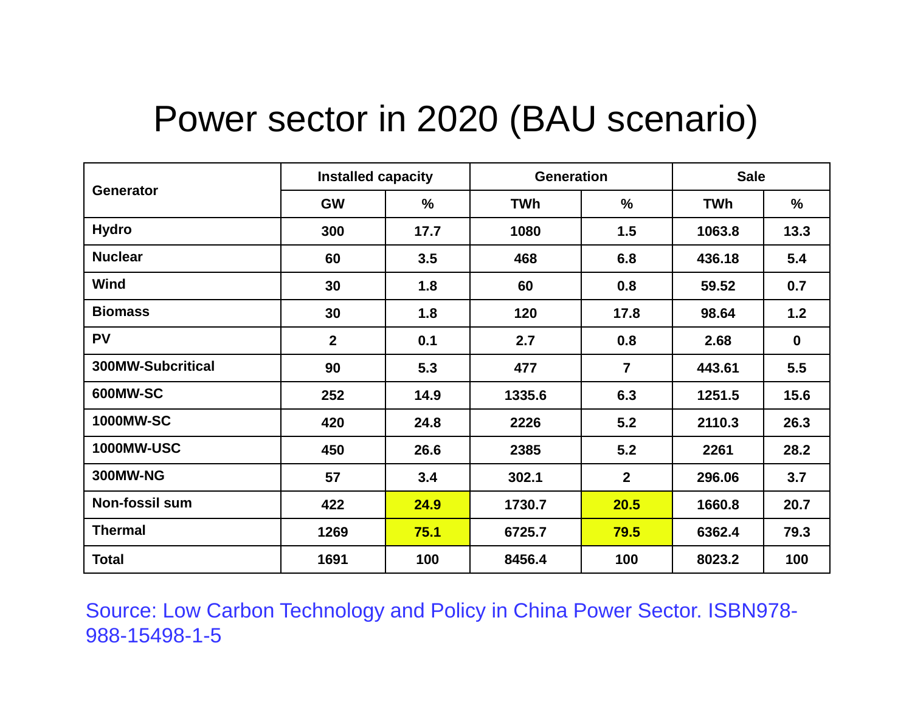# Power sector in 2020 (BAU scenario)

| Generator | Installed capacity | | Generation | | Sale | |
|---|---|---|---|---|---|---|
| | GW | % | TWh | % | TWh | % |
| Hydro | 300 | 17.7 | 1080 | 1.5 | 1063.8 | 13.3 |
| Nuclear | 60 | 3.5 | 468 | 6.8 | 436.18 | 5.4 |
| Wind | 30 | 1.8 | 60 | 0.8 | 59.52 | 0.7 |
| Biomass | 30 | 1.8 | 120 | 17.8 | 98.64 | 1.2 |
| PV | 2 | 0.1 | 2.7 | 0.8 | 2.68 | 0 |
| 300MW-Subcritical | 90 | 5.3 | 477 | 7 | 443.61 | 5.5 |
| 600MW-SC | 252 | 14.9 | 1335.6 | 6.3 | 1251.5 | 15.6 |
| 1000MW-SC | 420 | 24.8 | 2226 | 5.2 | 2110.3 | 26.3 |
| 1000MW-USC | 450 | 26.6 | 2385 | 5.2 | 2261 | 28.2 |
| 300MW-NG | 57 | 3.4 | 302.1 | 2 | 296.06 | 3.7 |
| Non-fossil sum | 422 | 24.9 | 1730.7 | 20.5 | 1660.8 | 20.7 |
| Thermal | 1269 | 75.1 | 6725.7 | 79.5 | 6362.4 | 79.3 |
| Total | 1691 | 100 | 8456.4 | 100 | 8023.2 | 100 |

Source: Low Carbon Technology and Policy in China Power Sector. ISBN978-988-15498-1-5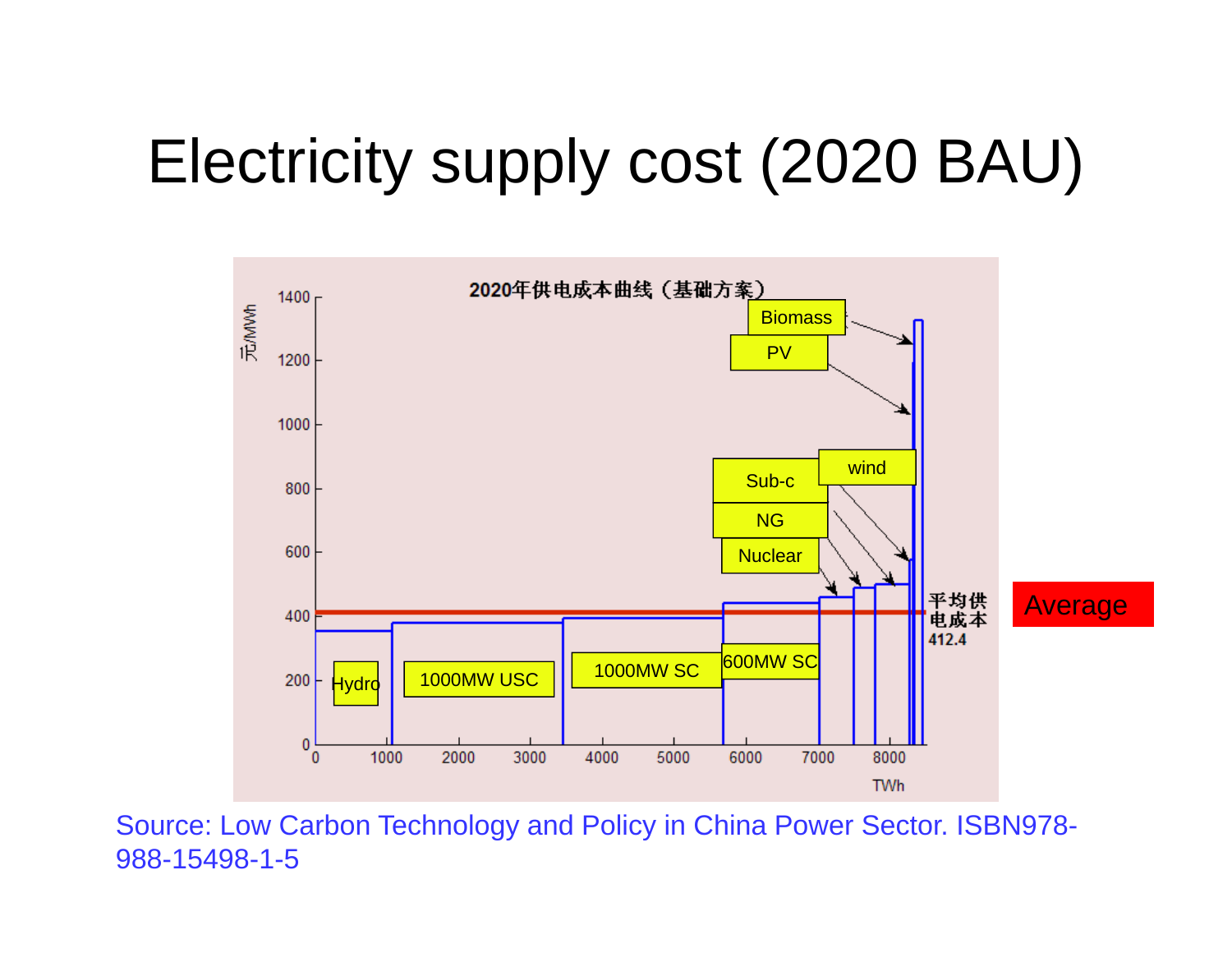# Electricity supply cost (2020 BAU)

2020年供电成本曲线（基础方案）

元/MWh

TWh

Hydro | 1000MW USC | 1000MW SC | 600MW SC | Nuclear | NG | Sub-c | wind | PV | Biomass

平均供电成本 412.4

Average

Source: Low Carbon Technology and Policy in China Power Sector. ISBN978-988-15498-1-5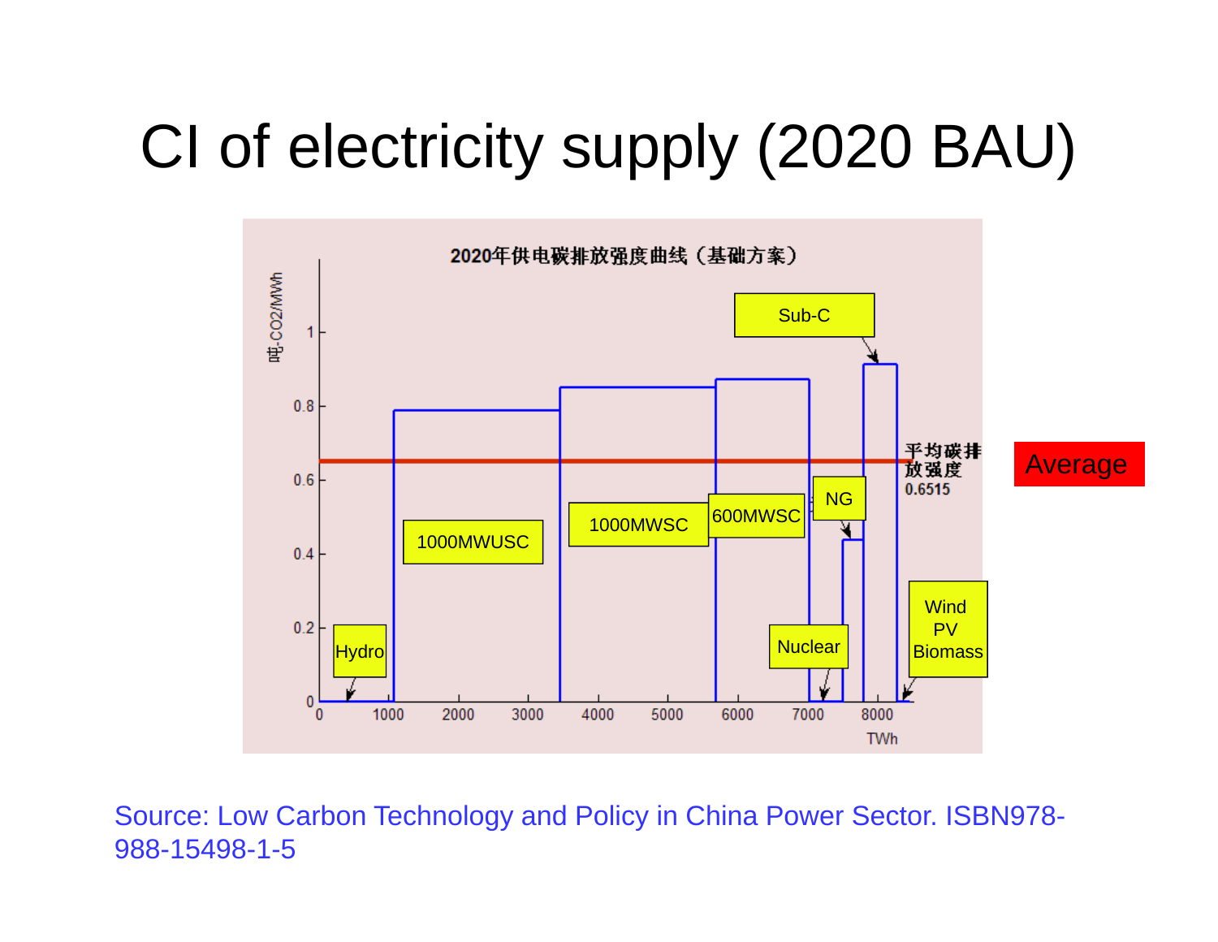# CI of electricity supply (2020 BAU)

2020年供电碳排放强度曲线（基础方案）

| Segment | Approx. TWh range | $CO_2$ intensity (吨-CO2/MWh) |
|---|---|---|
| Hydro | 0–1070 | 0 |
| 1000MWUSC | 1070–3450 | ~0.78 |
| 1000MWSC | 3450–5680 | ~0.85 |
| 600MWSC | 5680–7020 | ~0.87 |
| Nuclear | 7020–7500 | 0 |
| NG | 7500–7800 | ~0.44 |
| Sub-C | 7800–8290 | ~0.91 |
| Wind, PV, Biomass | 8290–8500 | 0 |

平均碳排放强度 0.6515 (Average)

Source: Low Carbon Technology and Policy in China Power Sector. ISBN978-988-15498-1-5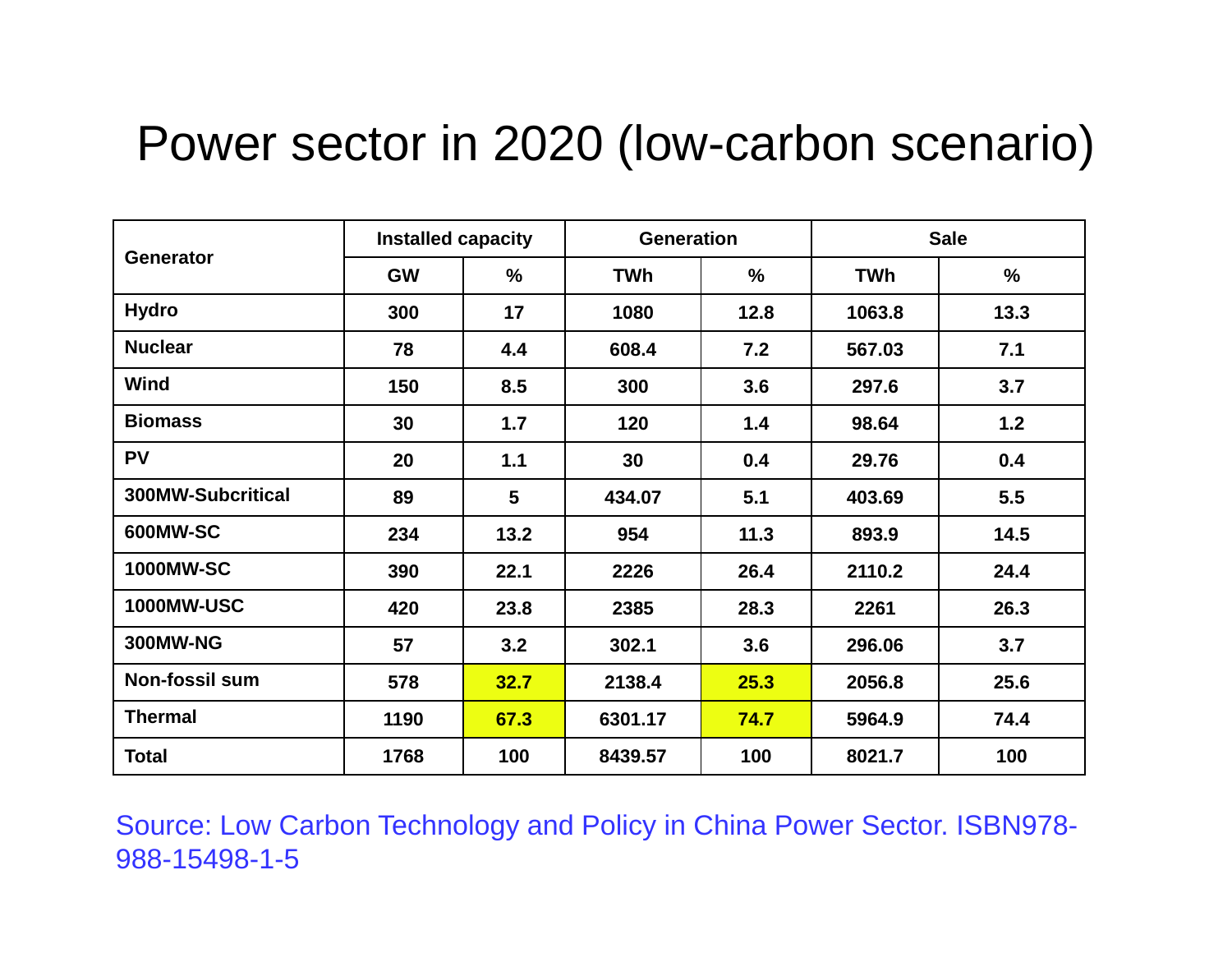# Power sector in 2020 (low-carbon scenario)

| Generator | Installed capacity | | Generation | | Sale | |
|---|---|---|---|---|---|---|
| | GW | % | TWh | % | TWh | % |
| **Hydro** | 300 | 17 | 1080 | 12.8 | 1063.8 | 13.3 |
| **Nuclear** | 78 | 4.4 | 608.4 | 7.2 | 567.03 | 7.1 |
| **Wind** | 150 | 8.5 | 300 | 3.6 | 297.6 | 3.7 |
| **Biomass** | 30 | 1.7 | 120 | 1.4 | 98.64 | 1.2 |
| **PV** | 20 | 1.1 | 30 | 0.4 | 29.76 | 0.4 |
| **300MW-Subcritical** | 89 | 5 | 434.07 | 5.1 | 403.69 | 5.5 |
| **600MW-SC** | 234 | 13.2 | 954 | 11.3 | 893.9 | 14.5 |
| **1000MW-SC** | 390 | 22.1 | 2226 | 26.4 | 2110.2 | 24.4 |
| **1000MW-USC** | 420 | 23.8 | 2385 | 28.3 | 2261 | 26.3 |
| **300MW-NG** | 57 | 3.2 | 302.1 | 3.6 | 296.06 | 3.7 |
| **Non-fossil sum** | 578 | 32.7 | 2138.4 | 25.3 | 2056.8 | 25.6 |
| **Thermal** | 1190 | 67.3 | 6301.17 | 74.7 | 5964.9 | 74.4 |
| **Total** | 1768 | 100 | 8439.57 | 100 | 8021.7 | 100 |

Source: Low Carbon Technology and Policy in China Power Sector. ISBN978-988-15498-1-5